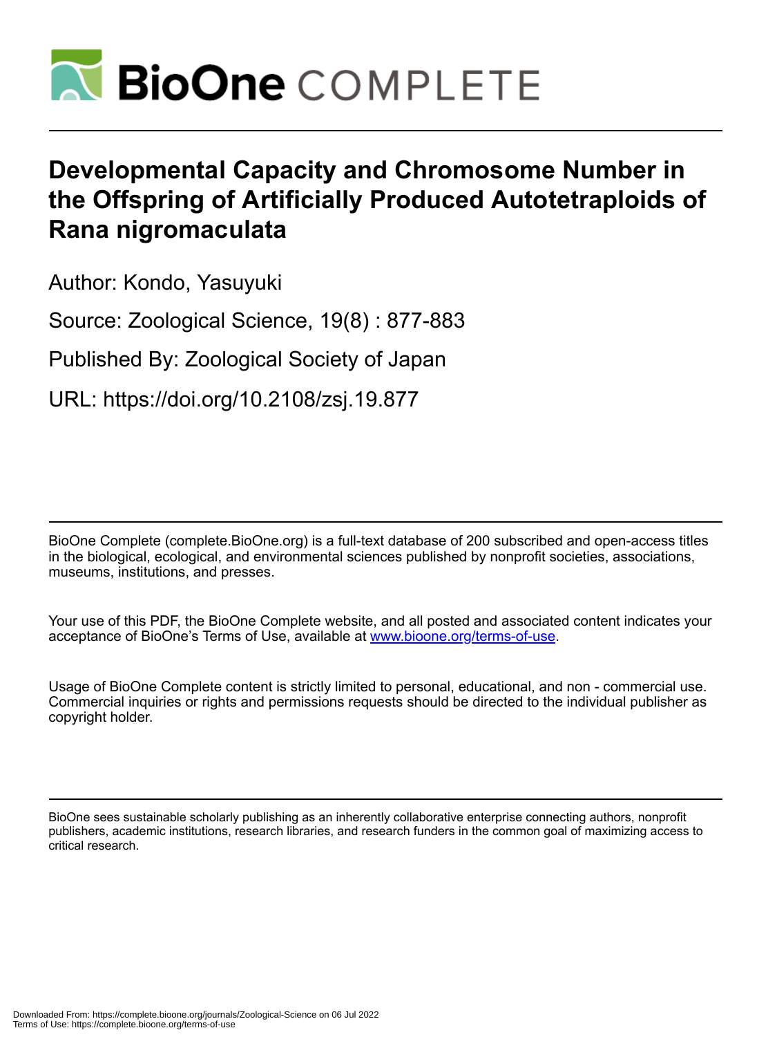# Developmental Capacity and Chromosome Number in the Offspring of Artificially Produced Autotetraploids of Rana nigromaculata

Author: Kondo, Yasuyuki

Source: Zoological Science, 19(8) : 877-883

Published By: Zoological Society of Japan

URL: https://doi.org/10.2108/zsj.19.877

BioOne Complete (complete.BioOne.org) is a full-text database of 200 subscribed and open-access titles in the biological, ecological, and environmental sciences published by nonprofit societies, associations, museums, institutions, and presses.

Your use of this PDF, the BioOne Complete website, and all posted and associated content indicates your acceptance of BioOne's Terms of Use, available at www.bioone.org/terms-of-use.

Usage of BioOne Complete content is strictly limited to personal, educational, and non - commercial use. Commercial inquiries or rights and permissions requests should be directed to the individual publisher as copyright holder.

BioOne sees sustainable scholarly publishing as an inherently collaborative enterprise connecting authors, nonprofit publishers, academic institutions, research libraries, and research funders in the common goal of maximizing access to critical research.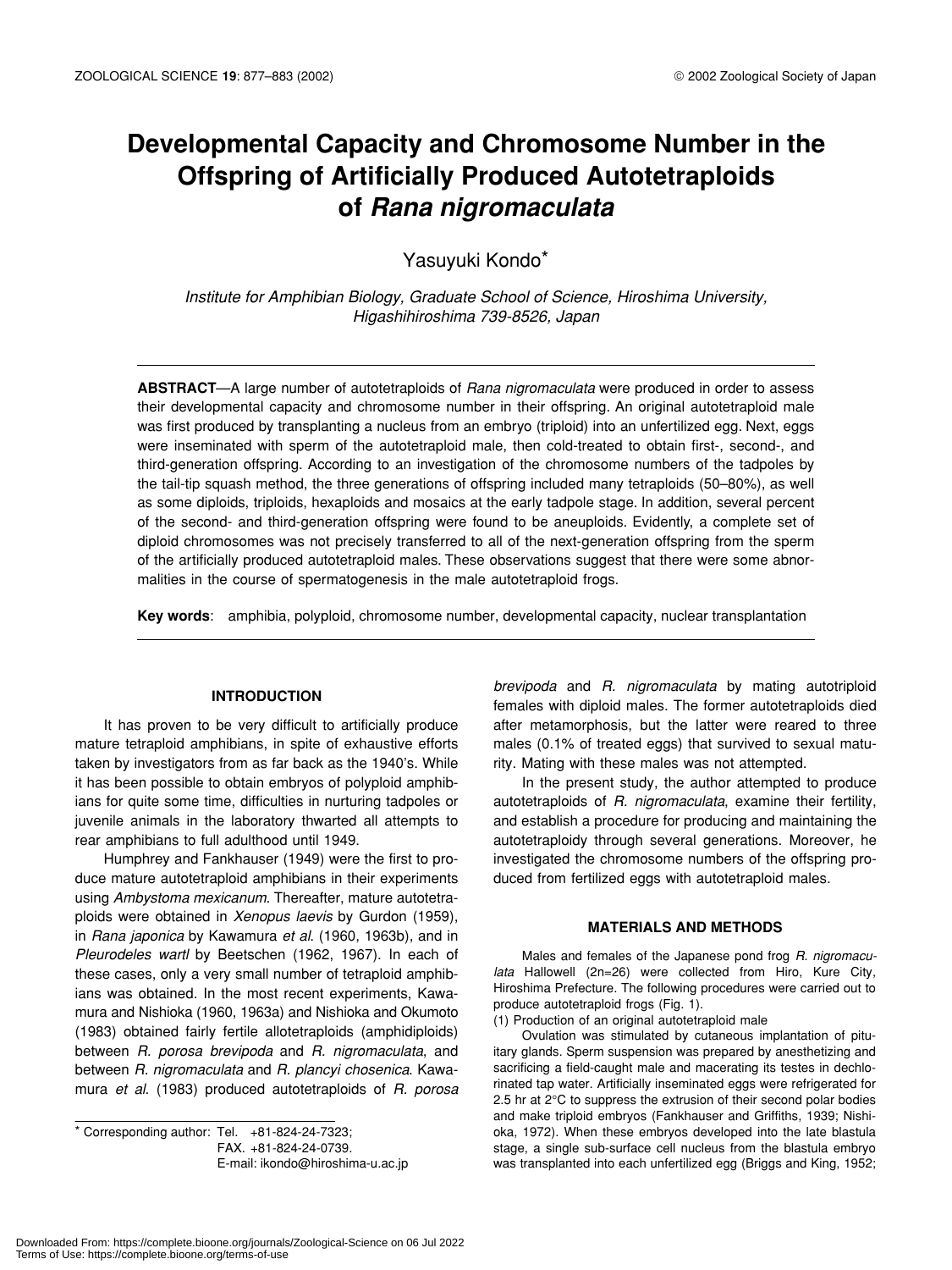# Developmental Capacity and Chromosome Number in the Offspring of Artificially Produced Autotetraploids of *Rana nigromaculata*

Yasuyuki Kondo*

*Institute for Amphibian Biology, Graduate School of Science, Hiroshima University, Higashihiroshima 739-8526, Japan*

**ABSTRACT**—A large number of autotetraploids of *Rana nigromaculata* were produced in order to assess their developmental capacity and chromosome number in their offspring. An original autotetraploid male was first produced by transplanting a nucleus from an embryo (triploid) into an unfertilized egg. Next, eggs were inseminated with sperm of the autotetraploid male, then cold-treated to obtain first-, second-, and third-generation offspring. According to an investigation of the chromosome numbers of the tadpoles by the tail-tip squash method, the three generations of offspring included many tetraploids (50–80%), as well as some diploids, triploids, hexaploids and mosaics at the early tadpole stage. In addition, several percent of the second- and third-generation offspring were found to be aneuploids. Evidently, a complete set of diploid chromosomes was not precisely transferred to all of the next-generation offspring from the sperm of the artificially produced autotetraploid males. These observations suggest that there were some abnormalities in the course of spermatogenesis in the male autotetraploid frogs.

**Key words**: amphibia, polyploid, chromosome number, developmental capacity, nuclear transplantation

## INTRODUCTION

It has proven to be very difficult to artificially produce mature tetraploid amphibians, in spite of exhaustive efforts taken by investigators from as far back as the 1940's. While it has been possible to obtain embryos of polyploid amphibians for quite some time, difficulties in nurturing tadpoles or juvenile animals in the laboratory thwarted all attempts to rear amphibians to full adulthood until 1949.

Humphrey and Fankhauser (1949) were the first to produce mature autotetraploid amphibians in their experiments using *Ambystoma mexicanum*. Thereafter, mature autotetraploids were obtained in *Xenopus laevis* by Gurdon (1959), in *Rana japonica* by Kawamura *et al*. (1960, 1963b), and in *Pleurodeles wartl* by Beetschen (1962, 1967). In each of these cases, only a very small number of tetraploid amphibians was obtained. In the most recent experiments, Kawamura and Nishioka (1960, 1963a) and Nishioka and Okumoto (1983) obtained fairly fertile allotetraploids (amphidiploids) between *R. porosa brevipoda* and *R. nigromaculata*, and between *R. nigromaculata* and *R. plancyi chosenica*. Kawamura *et al*. (1983) produced autotetraploids of *R. porosa brevipoda* and *R. nigromaculata* by mating autotriploid females with diploid males. The former autotetraploids died after metamorphosis, but the latter were reared to three males (0.1% of treated eggs) that survived to sexual maturity. Mating with these males was not attempted.

In the present study, the author attempted to produce autotetraploids of *R. nigromaculata*, examine their fertility, and establish a procedure for producing and maintaining the autotetraploidy through several generations. Moreover, he investigated the chromosome numbers of the offspring produced from fertilized eggs with autotetraploid males.

## MATERIALS AND METHODS

Males and females of the Japanese pond frog *R. nigromaculata* Hallowell (2n=26) were collected from Hiro, Kure City, Hiroshima Prefecture. The following procedures were carried out to produce autotetraploid frogs (Fig. 1).

(1) Production of an original autotetraploid male

Ovulation was stimulated by cutaneous implantation of pituitary glands. Sperm suspension was prepared by anesthetizing and sacrificing a field-caught male and macerating its testes in dechlorinated tap water. Artificially inseminated eggs were refrigerated for 2.5 hr at 2°C to suppress the extrusion of their second polar bodies and make triploid embryos (Fankhauser and Griffiths, 1939; Nishioka, 1972). When these embryos developed into the late blastula stage, a single sub-surface cell nucleus from the blastula embryo was transplanted into each unfertilized egg (Briggs and King, 1952;

* Corresponding author: Tel. +81-824-24-7323;
FAX. +81-824-24-0739.
E-mail: ikondo@hiroshima-u.ac.jp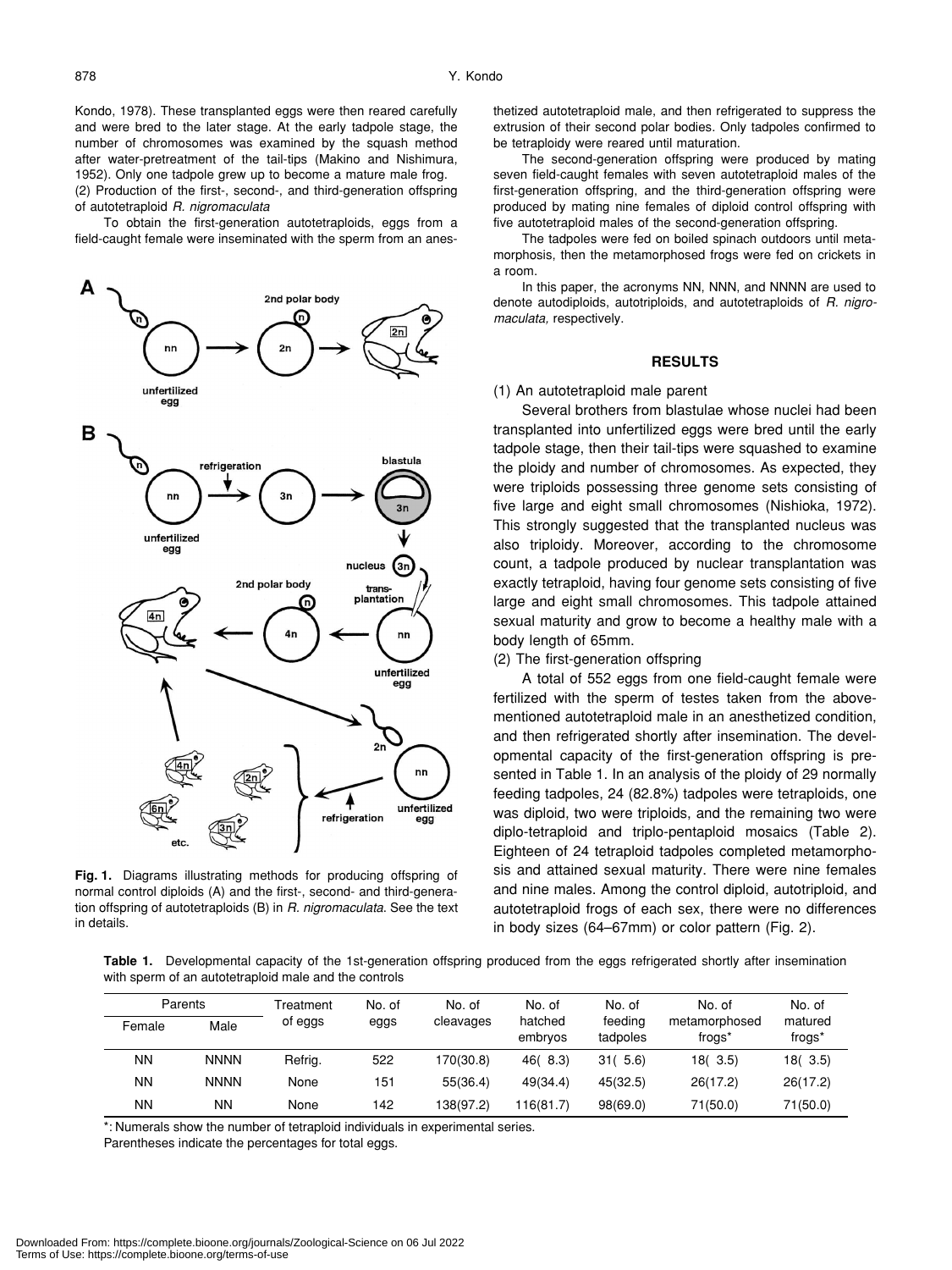Kondo, 1978). These transplanted eggs were then reared carefully and were bred to the later stage. At the early tadpole stage, the number of chromosomes was examined by the squash method after water-pretreatment of the tail-tips (Makino and Nishimura, 1952). Only one tadpole grew up to become a mature male frog.

(2) Production of the first-, second-, and third-generation offspring of autotetraploid *R. nigromaculata*

To obtain the first-generation autotetraploids, eggs from a field-caught female were inseminated with the sperm from an anesthetized autotetraploid male, and then refrigerated to suppress the extrusion of their second polar bodies. Only tadpoles confirmed to be tetraploidy were reared until maturation.

The second-generation offspring were produced by mating seven field-caught females with seven autotetraploid males of the first-generation offspring, and the third-generation offspring were produced by mating nine females of diploid control offspring with five autotetraploid males of the second-generation offspring.

The tadpoles were fed on boiled spinach outdoors until metamorphosis, then the metamorphosed frogs were fed on crickets in a room.

In this paper, the acronyms NN, NNN, and NNNN are used to denote autodiploids, autotriploids, and autotetraploids of *R. nigromaculata,* respectively.

A
2nd polar body
n
nn
2n
2n
unfertilized egg

B
n
refrigeration
blastula
nn
3n
3n
unfertilized egg
nucleus 3n
2nd polar body
transplantation
n
4n
4n
nn
unfertilized egg
2n
nn
unfertilized egg
refrigeration
4n
2n
6n
3n
etc.

**Fig. 1.** Diagrams illustrating methods for producing offspring of normal control diploids (A) and the first-, second- and third-generation offspring of autotetraploids (B) in *R. nigromaculata*. See the text in details.

## RESULTS

(1) An autotetraploid male parent

Several brothers from blastulae whose nuclei had been transplanted into unfertilized eggs were bred until the early tadpole stage, then their tail-tips were squashed to examine the ploidy and number of chromosomes. As expected, they were triploids possessing three genome sets consisting of five large and eight small chromosomes (Nishioka, 1972). This strongly suggested that the transplanted nucleus was also triploidy. Moreover, according to the chromosome count, a tadpole produced by nuclear transplantation was exactly tetraploid, having four genome sets consisting of five large and eight small chromosomes. This tadpole attained sexual maturity and grow to become a healthy male with a body length of 65mm.

(2) The first-generation offspring

A total of 552 eggs from one field-caught female were fertilized with the sperm of testes taken from the above-mentioned autotetraploid male in an anesthetized condition, and then refrigerated shortly after insemination. The developmental capacity of the first-generation offspring is presented in Table 1. In an analysis of the ploidy of 29 normally feeding tadpoles, 24 (82.8%) tadpoles were tetraploids, one was diploid, two were triploids, and the remaining two were diplo-tetraploid and triplo-pentaploid mosaics (Table 2). Eighteen of 24 tetraploid tadpoles completed metamorphosis and attained sexual maturity. There were nine females and nine males. Among the control diploid, autotriploid, and autotetraploid frogs of each sex, there were no differences in body sizes (64–67mm) or color pattern (Fig. 2).

**Table 1.** Developmental capacity of the 1st-generation offspring produced from the eggs refrigerated shortly after insemination with sperm of an autotetraploid male and the controls

| Parents | | Treatment of eggs | No. of eggs | No. of cleavages | No. of hatched embryos | No. of feeding tadpoles | No. of metamorphosed frogs* | No. of matured frogs* |
|---|---|---|---|---|---|---|---|---|
| Female | Male | | | | | | | |
| NN | NNNN | Refrig. | 522 | 170(30.8) | 46( 8.3) | 31( 5.6) | 18( 3.5) | 18( 3.5) |
| NN | NNNN | None | 151 | 55(36.4) | 49(34.4) | 45(32.5) | 26(17.2) | 26(17.2) |
| NN | NN | None | 142 | 138(97.2) | 116(81.7) | 98(69.0) | 71(50.0) | 71(50.0) |

*: Numerals show the number of tetraploid individuals in experimental series.
Parentheses indicate the percentages for total eggs.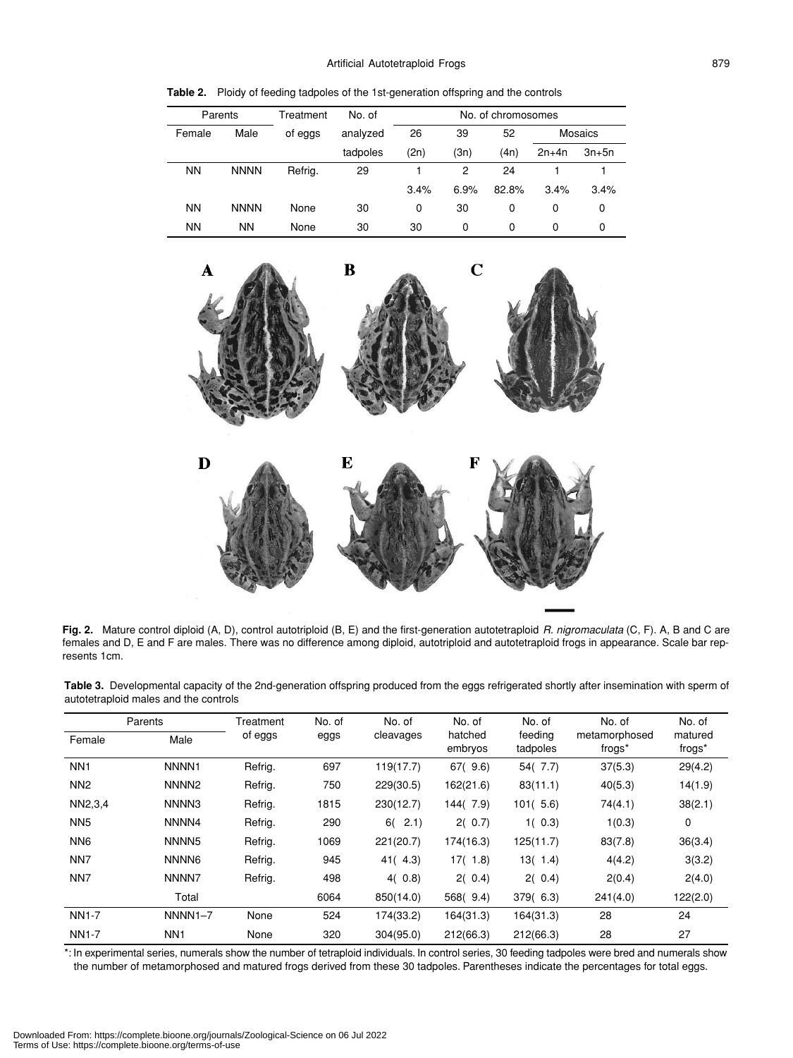**Table 2.** Ploidy of feeding tadpoles of the 1st-generation offspring and the controls

| Parents | | Treatment | No. of | No. of chromosomes | | | | |
|---|---|---|---|---|---|---|---|---|
| Female | Male | of eggs | analyzed | 26 | 39 | 52 | Mosaics | |
| | | | tadpoles | (2n) | (3n) | (4n) | 2n+4n | 3n+5n |
| NN | NNNN | Refrig. | 29 | 1 | 2 | 24 | 1 | 1 |
| | | | | 3.4% | 6.9% | 82.8% | 3.4% | 3.4% |
| NN | NNNN | None | 30 | 0 | 30 | 0 | 0 | 0 |
| NN | NN | None | 30 | 30 | 0 | 0 | 0 | 0 |

**Fig. 2.** Mature control diploid (A, D), control autotriploid (B, E) and the first-generation autotetraploid *R. nigromaculata* (C, F). A, B and C are females and D, E and F are males. There was no difference among diploid, autotriploid and autotetraploid frogs in appearance. Scale bar represents 1cm.

**Table 3.** Developmental capacity of the 2nd-generation offspring produced from the eggs refrigerated shortly after insemination with sperm of autotetraploid males and the controls

| Parents | | Treatment | No. of | No. of | No. of | No. of | No. of | No. of |
|---|---|---|---|---|---|---|---|---|
| Female | Male | of eggs | eggs | cleavages | hatched embryos | feeding tadpoles | metamorphosed frogs* | matured frogs* |
| NN1 | NNNN1 | Refrig. | 697 | 119(17.7) | 67( 9.6) | 54( 7.7) | 37(5.3) | 29(4.2) |
| NN2 | NNNN2 | Refrig. | 750 | 229(30.5) | 162(21.6) | 83(11.1) | 40(5.3) | 14(1.9) |
| NN2,3,4 | NNNN3 | Refrig. | 1815 | 230(12.7) | 144( 7.9) | 101( 5.6) | 74(4.1) | 38(2.1) |
| NN5 | NNNN4 | Refrig. | 290 | 6( 2.1) | 2( 0.7) | 1( 0.3) | 1(0.3) | 0 |
| NN6 | NNNN5 | Refrig. | 1069 | 221(20.7) | 174(16.3) | 125(11.7) | 83(7.8) | 36(3.4) |
| NN7 | NNNN6 | Refrig. | 945 | 41( 4.3) | 17( 1.8) | 13( 1.4) | 4(4.2) | 3(3.2) |
| NN7 | NNNN7 | Refrig. | 498 | 4( 0.8) | 2( 0.4) | 2( 0.4) | 2(0.4) | 2(4.0) |
| | Total | | 6064 | 850(14.0) | 568( 9.4) | 379( 6.3) | 241(4.0) | 122(2.0) |
| NN1-7 | NNNN1–7 | None | 524 | 174(33.2) | 164(31.3) | 164(31.3) | 28 | 24 |
| NN1-7 | NN1 | None | 320 | 304(95.0) | 212(66.3) | 212(66.3) | 28 | 27 |

*: In experimental series, numerals show the number of tetraploid individuals. In control series, 30 feeding tadpoles were bred and numerals show the number of metamorphosed and matured frogs derived from these 30 tadpoles. Parentheses indicate the percentages for total eggs.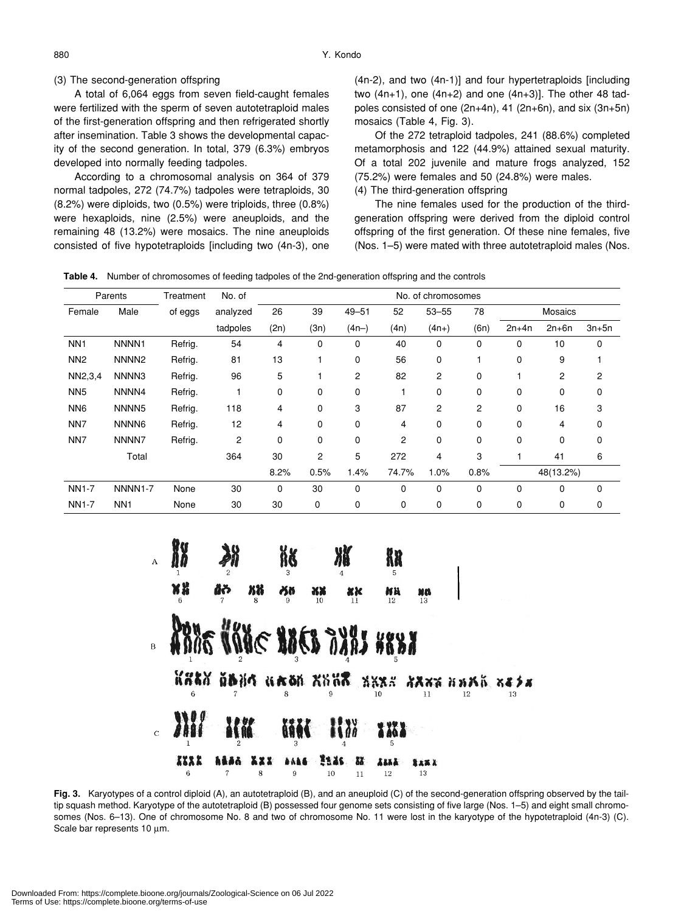(3) The second-generation offspring

A total of 6,064 eggs from seven field-caught females were fertilized with the sperm of seven autotetraploid males of the first-generation offspring and then refrigerated shortly after insemination. Table 3 shows the developmental capacity of the second generation. In total, 379 (6.3%) embryos developed into normally feeding tadpoles.

According to a chromosomal analysis on 364 of 379 normal tadpoles, 272 (74.7%) tadpoles were tetraploids, 30 (8.2%) were diploids, two (0.5%) were triploids, three (0.8%) were hexaploids, nine (2.5%) were aneuploids, and the remaining 48 (13.2%) were mosaics. The nine aneuploids consisted of five hypotetraploids [including two (4n-3), one (4n-2), and two (4n-1)] and four hypertetraploids [including two (4n+1), one (4n+2) and one (4n+3)]. The other 48 tadpoles consisted of one (2n+4n), 41 (2n+6n), and six (3n+5n) mosaics (Table 4, Fig. 3).

Of the 272 tetraploid tadpoles, 241 (88.6%) completed metamorphosis and 122 (44.9%) attained sexual maturity. Of a total 202 juvenile and mature frogs analyzed, 152 (75.2%) were females and 50 (24.8%) were males.

(4) The third-generation offspring

The nine females used for the production of the third-generation offspring were derived from the diploid control offspring of the first generation. Of these nine females, five (Nos. 1–5) were mated with three autotetraploid males (Nos.

**Table 4.** Number of chromosomes of feeding tadpoles of the 2nd-generation offspring and the controls

| Parents | | Treatment | No. of | No. of chromosomes | | | | | | | | |
|---|---|---|---|---|---|---|---|---|---|---|---|---|
| Female | Male | of eggs | analyzed | 26 | 39 | 49–51 | 52 | 53–55 | 78 | Mosaics | | |
| | | | tadpoles | (2n) | (3n) | (4n–) | (4n) | (4n+) | (6n) | 2n+4n | 2n+6n | 3n+5n |
| NN1 | NNNN1 | Refrig. | 54 | 4 | 0 | 0 | 40 | 0 | 0 | 0 | 10 | 0 |
| NN2 | NNNN2 | Refrig. | 81 | 13 | 1 | 0 | 56 | 0 | 1 | 0 | 9 | 1 |
| NN2,3,4 | NNNN3 | Refrig. | 96 | 5 | 1 | 2 | 82 | 2 | 0 | 1 | 2 | 2 |
| NN5 | NNNN4 | Refrig. | 1 | 0 | 0 | 0 | 1 | 0 | 0 | 0 | 0 | 0 |
| NN6 | NNNN5 | Refrig. | 118 | 4 | 0 | 3 | 87 | 2 | 2 | 0 | 16 | 3 |
| NN7 | NNNN6 | Refrig. | 12 | 4 | 0 | 0 | 4 | 0 | 0 | 0 | 4 | 0 |
| NN7 | NNNN7 | Refrig. | 2 | 0 | 0 | 0 | 2 | 0 | 0 | 0 | 0 | 0 |
| | Total | | 364 | 30 | 2 | 5 | 272 | 4 | 3 | 1 | 41 | 6 |
| | | | | 8.2% | 0.5% | 1.4% | 74.7% | 1.0% | 0.8% | 48(13.2%) | | |
| NN1-7 | NNNN1-7 | None | 30 | 0 | 30 | 0 | 0 | 0 | 0 | 0 | 0 | 0 |
| NN1-7 | NN1 | None | 30 | 30 | 0 | 0 | 0 | 0 | 0 | 0 | 0 | 0 |

**Fig. 3.** Karyotypes of a control diploid (A), an autotetraploid (B), and an aneuploid (C) of the second-generation offspring observed by the tail-tip squash method. Karyotype of the autotetraploid (B) possessed four genome sets consisting of five large (Nos. 1–5) and eight small chromosomes (Nos. 6–13). One of chromosome No. 8 and two of chromosome No. 11 were lost in the karyotype of the hypotetraploid (4n-3) (C). Scale bar represents 10 μm.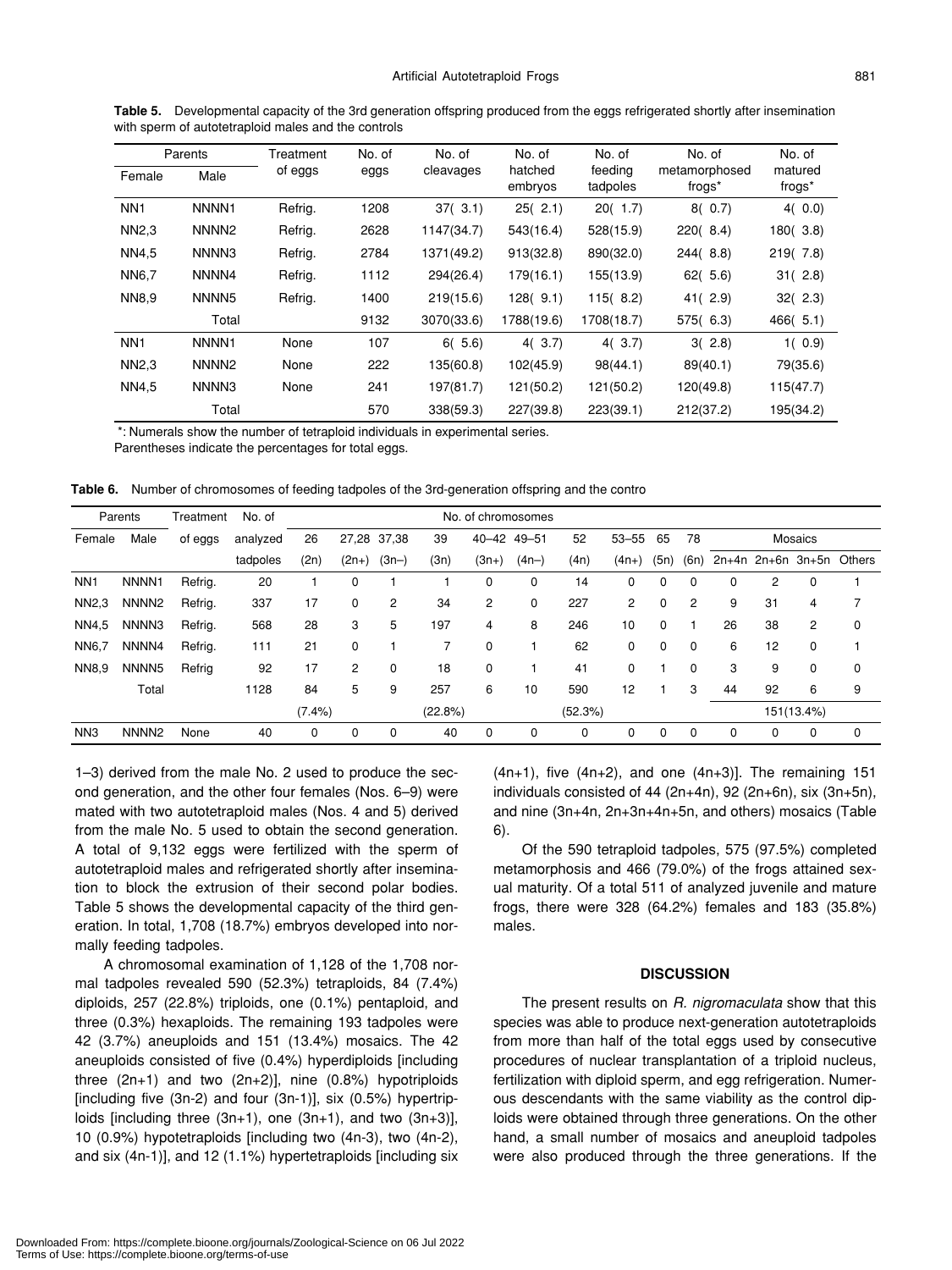**Table 5.** Developmental capacity of the 3rd generation offspring produced from the eggs refrigerated shortly after insemination with sperm of autotetraploid males and the controls

| Parents | | Treatment of eggs | No. of eggs | No. of cleavages | No. of hatched embryos | No. of feeding tadpoles | No. of metamorphosed frogs* | No. of matured frogs* |
|---|---|---|---|---|---|---|---|---|
| Female | Male | | | | | | | |
| NN1 | NNNN1 | Refrig. | 1208 | 37( 3.1) | 25( 2.1) | 20( 1.7) | 8( 0.7) | 4( 0.0) |
| NN2,3 | NNNN2 | Refrig. | 2628 | 1147(34.7) | 543(16.4) | 528(15.9) | 220( 8.4) | 180( 3.8) |
| NN4,5 | NNNN3 | Refrig. | 2784 | 1371(49.2) | 913(32.8) | 890(32.0) | 244( 8.8) | 219( 7.8) |
| NN6,7 | NNNN4 | Refrig. | 1112 | 294(26.4) | 179(16.1) | 155(13.9) | 62( 5.6) | 31( 2.8) |
| NN8,9 | NNNN5 | Refrig. | 1400 | 219(15.6) | 128( 9.1) | 115( 8.2) | 41( 2.9) | 32( 2.3) |
| | Total | | 9132 | 3070(33.6) | 1788(19.6) | 1708(18.7) | 575( 6.3) | 466( 5.1) |
| NN1 | NNNN1 | None | 107 | 6( 5.6) | 4( 3.7) | 4( 3.7) | 3( 2.8) | 1( 0.9) |
| NN2,3 | NNNN2 | None | 222 | 135(60.8) | 102(45.9) | 98(44.1) | 89(40.1) | 79(35.6) |
| NN4,5 | NNNN3 | None | 241 | 197(81.7) | 121(50.2) | 121(50.2) | 120(49.8) | 115(47.7) |
| | Total | | 570 | 338(59.3) | 227(39.8) | 223(39.1) | 212(37.2) | 195(34.2) |

*: Numerals show the number of tetraploid individuals in experimental series.
Parentheses indicate the percentages for total eggs.

**Table 6.** Number of chromosomes of feeding tadpoles of the 3rd-generation offspring and the contro

| Parents | | Treatment of eggs | No. of analyzed tadpoles | No. of chromosomes | | | | | | | | | | | | | |
|---|---|---|---|---|---|---|---|---|---|---|---|---|---|---|---|---|---|
| | | | | 26 | 27,28 | 37,38 | 39 | 40–42 | 49–51 | 52 | 53–55 | 65 | 78 | Mosaics | | | |
| Female | Male | | | (2n) | (2n+) | (3n–) | (3n) | (3n+) | (4n–) | (4n) | (4n+) | (5n) | (6n) | 2n+4n | 2n+6n | 3n+5n | Others |
| NN1 | NNNN1 | Refrig. | 20 | 1 | 0 | 1 | 1 | 0 | 0 | 14 | 0 | 0 | 0 | 0 | 2 | 0 | 1 |
| NN2,3 | NNNN2 | Refrig. | 337 | 17 | 0 | 2 | 34 | 2 | 0 | 227 | 2 | 0 | 2 | 9 | 31 | 4 | 7 |
| NN4,5 | NNNN3 | Refrig. | 568 | 28 | 3 | 5 | 197 | 4 | 8 | 246 | 10 | 0 | 1 | 26 | 38 | 2 | 0 |
| NN6,7 | NNNN4 | Refrig. | 111 | 21 | 0 | 1 | 7 | 0 | 1 | 62 | 0 | 0 | 0 | 6 | 12 | 0 | 1 |
| NN8,9 | NNNN5 | Refrig | 92 | 17 | 2 | 0 | 18 | 0 | 1 | 41 | 0 | 1 | 0 | 3 | 9 | 0 | 0 |
| | Total | | 1128 | 84 | 5 | 9 | 257 | 6 | 10 | 590 | 12 | 1 | 3 | 44 | 92 | 6 | 9 |
| | | | | (7.4%) | | | (22.8%) | | | (52.3%) | | | | 151(13.4%) | | | |
| NN3 | NNNN2 | None | 40 | 0 | 0 | 0 | 40 | 0 | 0 | 0 | 0 | 0 | 0 | 0 | 0 | 0 | 0 |

1–3) derived from the male No. 2 used to produce the second generation, and the other four females (Nos. 6–9) were mated with two autotetraploid males (Nos. 4 and 5) derived from the male No. 5 used to obtain the second generation. A total of 9,132 eggs were fertilized with the sperm of autotetraploid males and refrigerated shortly after insemination to block the extrusion of their second polar bodies. Table 5 shows the developmental capacity of the third generation. In total, 1,708 (18.7%) embryos developed into normally feeding tadpoles.

A chromosomal examination of 1,128 of the 1,708 normal tadpoles revealed 590 (52.3%) tetraploids, 84 (7.4%) diploids, 257 (22.8%) triploids, one (0.1%) pentaploid, and three (0.3%) hexaploids. The remaining 193 tadpoles were 42 (3.7%) aneuploids and 151 (13.4%) mosaics. The 42 aneuploids consisted of five (0.4%) hyperdiploids [including three (2n+1) and two (2n+2)], nine (0.8%) hypotriploids [including five (3n-2) and four (3n-1)], six (0.5%) hypertriploids [including three (3n+1), one (3n+1), and two (3n+3)], 10 (0.9%) hypotetraploids [including two (4n-3), two (4n-2), and six (4n-1)], and 12 (1.1%) hypertetraploids [including six (4n+1), five (4n+2), and one (4n+3)]. The remaining 151 individuals consisted of 44 (2n+4n), 92 (2n+6n), six (3n+5n), and nine (3n+4n, 2n+3n+4n+5n, and others) mosaics (Table 6).

Of the 590 tetraploid tadpoles, 575 (97.5%) completed metamorphosis and 466 (79.0%) of the frogs attained sexual maturity. Of a total 511 of analyzed juvenile and mature frogs, there were 328 (64.2%) females and 183 (35.8%) males.

## DISCUSSION

The present results on *R. nigromaculata* show that this species was able to produce next-generation autotetraploids from more than half of the total eggs used by consecutive procedures of nuclear transplantation of a triploid nucleus, fertilization with diploid sperm, and egg refrigeration. Numerous descendants with the same viability as the control diploids were obtained through three generations. On the other hand, a small number of mosaics and aneuploid tadpoles were also produced through the three generations. If the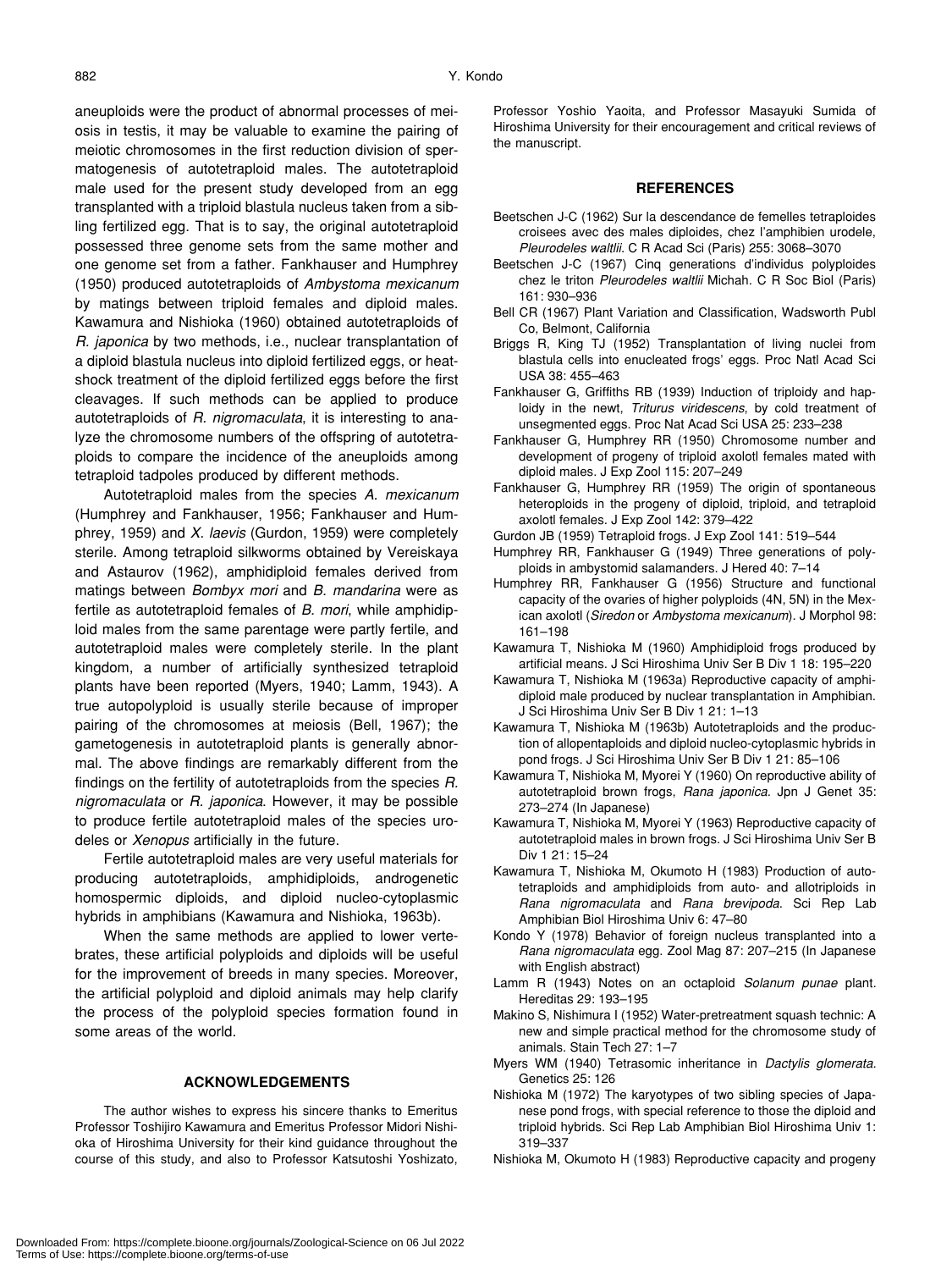aneuploids were the product of abnormal processes of meiosis in testis, it may be valuable to examine the pairing of meiotic chromosomes in the first reduction division of spermatogenesis of autotetraploid males. The autotetraploid male used for the present study developed from an egg transplanted with a triploid blastula nucleus taken from a sibling fertilized egg. That is to say, the original autotetraploid possessed three genome sets from the same mother and one genome set from a father. Fankhauser and Humphrey (1950) produced autotetraploids of *Ambystoma mexicanum* by matings between triploid females and diploid males. Kawamura and Nishioka (1960) obtained autotetraploids of *R. japonica* by two methods, i.e., nuclear transplantation of a diploid blastula nucleus into diploid fertilized eggs, or heat-shock treatment of the diploid fertilized eggs before the first cleavages. If such methods can be applied to produce autotetraploids of *R. nigromaculata*, it is interesting to analyze the chromosome numbers of the offspring of autotetraploids to compare the incidence of the aneuploids among tetraploid tadpoles produced by different methods.

Autotetraploid males from the species *A. mexicanum* (Humphrey and Fankhauser, 1956; Fankhauser and Humphrey, 1959) and *X. laevis* (Gurdon, 1959) were completely sterile. Among tetraploid silkworms obtained by Vereiskaya and Astaurov (1962), amphidiploid females derived from matings between *Bombyx mori* and *B. mandarina* were as fertile as autotetraploid females of *B. mori*, while amphidiploid males from the same parentage were partly fertile, and autotetraploid males were completely sterile. In the plant kingdom, a number of artificially synthesized tetraploid plants have been reported (Myers, 1940; Lamm, 1943). A true autopolyploid is usually sterile because of improper pairing of the chromosomes at meiosis (Bell, 1967); the gametogenesis in autotetraploid plants is generally abnormal. The above findings are remarkably different from the findings on the fertility of autotetraploids from the species *R. nigromaculata* or *R. japonica*. However, it may be possible to produce fertile autotetraploid males of the species urodeles or *Xenopus* artificially in the future.

Fertile autotetraploid males are very useful materials for producing autotetraploids, amphidiploids, androgenetic homospermic diploids, and diploid nucleo-cytoplasmic hybrids in amphibians (Kawamura and Nishioka, 1963b).

When the same methods are applied to lower vertebrates, these artificial polyploids and diploids will be useful for the improvement of breeds in many species. Moreover, the artificial polyploid and diploid animals may help clarify the process of the polyploid species formation found in some areas of the world.

## ACKNOWLEDGEMENTS

The author wishes to express his sincere thanks to Emeritus Professor Toshijiro Kawamura and Emeritus Professor Midori Nishioka of Hiroshima University for their kind guidance throughout the course of this study, and also to Professor Katsutoshi Yoshizato, Professor Yoshio Yaoita, and Professor Masayuki Sumida of Hiroshima University for their encouragement and critical reviews of the manuscript.

## REFERENCES

- Beetschen J-C (1962) Sur la descendance de femelles tetraploides croisees avec des males diploides, chez l'amphibien urodele, *Pleurodeles waltlii*. C R Acad Sci (Paris) 255: 3068–3070
- Beetschen J-C (1967) Cinq generations d'individus polyploides chez le triton *Pleurodeles waltlii* Michah. C R Soc Biol (Paris) 161: 930–936
- Bell CR (1967) Plant Variation and Classification, Wadsworth Publ Co, Belmont, California
- Briggs R, King TJ (1952) Transplantation of living nuclei from blastula cells into enucleated frogs' eggs. Proc Natl Acad Sci USA 38: 455–463
- Fankhauser G, Griffiths RB (1939) Induction of triploidy and haploidy in the newt, *Triturus viridescens*, by cold treatment of unsegmented eggs. Proc Nat Acad Sci USA 25: 233–238
- Fankhauser G, Humphrey RR (1950) Chromosome number and development of progeny of triploid axolotl females mated with diploid males. J Exp Zool 115: 207–249
- Fankhauser G, Humphrey RR (1959) The origin of spontaneous heteroploids in the progeny of diploid, triploid, and tetraploid axolotl females. J Exp Zool 142: 379–422
- Gurdon JB (1959) Tetraploid frogs. J Exp Zool 141: 519–544
- Humphrey RR, Fankhauser G (1949) Three generations of polyploids in ambystomid salamanders. J Hered 40: 7–14
- Humphrey RR, Fankhauser G (1956) Structure and functional capacity of the ovaries of higher polyploids (4N, 5N) in the Mexican axolotl (*Siredon* or *Ambystoma mexicanum*). J Morphol 98: 161–198
- Kawamura T, Nishioka M (1960) Amphidiploid frogs produced by artificial means. J Sci Hiroshima Univ Ser B Div 1 18: 195–220
- Kawamura T, Nishioka M (1963a) Reproductive capacity of amphidiploid male produced by nuclear transplantation in Amphibian. J Sci Hiroshima Univ Ser B Div 1 21: 1–13
- Kawamura T, Nishioka M (1963b) Autotetraploids and the production of allopentaploids and diploid nucleo-cytoplasmic hybrids in pond frogs. J Sci Hiroshima Univ Ser B Div 1 21: 85–106
- Kawamura T, Nishioka M, Myorei Y (1960) On reproductive ability of autotetraploid brown frogs, *Rana japonica*. Jpn J Genet 35: 273–274 (In Japanese)
- Kawamura T, Nishioka M, Myorei Y (1963) Reproductive capacity of autotetraploid males in brown frogs. J Sci Hiroshima Univ Ser B Div 1 21: 15–24
- Kawamura T, Nishioka M, Okumoto H (1983) Production of autotetraploids and amphidiploids from auto- and allotriploids in *Rana nigromaculata* and *Rana brevipoda*. Sci Rep Lab Amphibian Biol Hiroshima Univ 6: 47–80
- Kondo Y (1978) Behavior of foreign nucleus transplanted into a *Rana nigromaculata* egg. Zool Mag 87: 207–215 (In Japanese with English abstract)
- Lamm R (1943) Notes on an octaploid *Solanum punae* plant. Hereditas 29: 193–195
- Makino S, Nishimura I (1952) Water-pretreatment squash technic: A new and simple practical method for the chromosome study of animals. Stain Tech 27: 1–7
- Myers WM (1940) Tetrasomic inheritance in *Dactylis glomerata*. Genetics 25: 126
- Nishioka M (1972) The karyotypes of two sibling species of Japanese pond frogs, with special reference to those the diploid and triploid hybrids. Sci Rep Lab Amphibian Biol Hiroshima Univ 1: 319–337
- Nishioka M, Okumoto H (1983) Reproductive capacity and progeny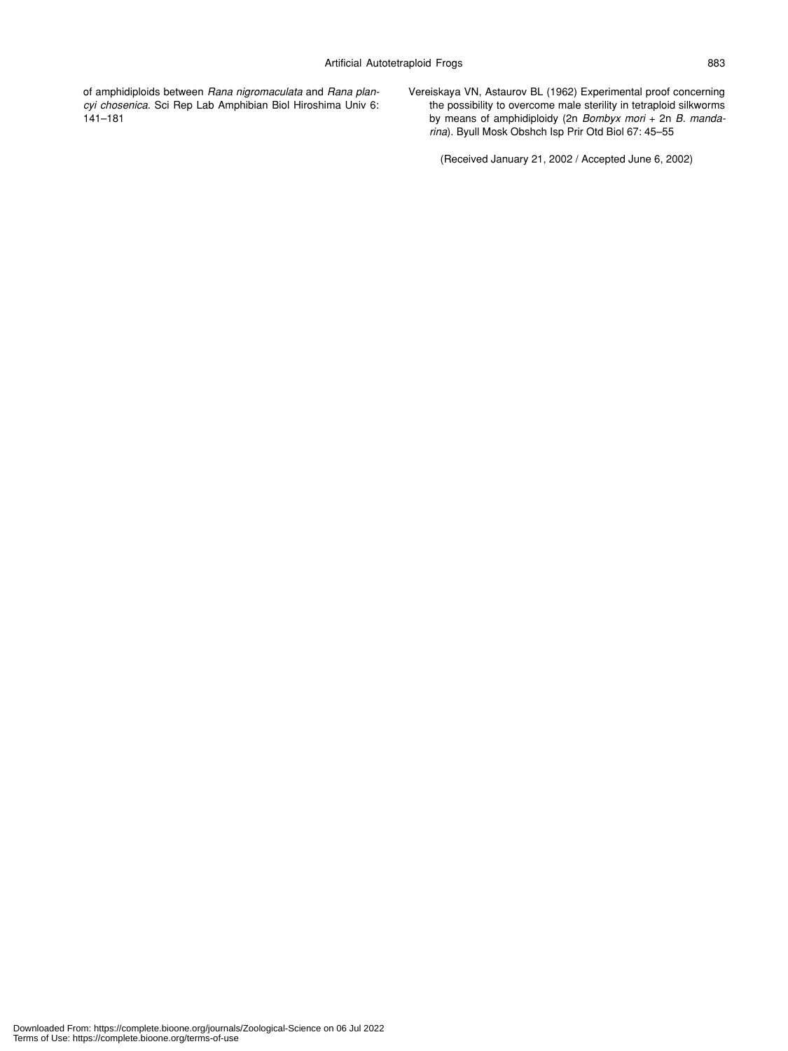of amphidiploids between *Rana nigromaculata* and *Rana plancyi chosenica*. Sci Rep Lab Amphibian Biol Hiroshima Univ 6: 141–181

Vereiskaya VN, Astaurov BL (1962) Experimental proof concerning the possibility to overcome male sterility in tetraploid silkworms by means of amphidiploidy (2n *Bombyx mori* + 2n *B. mandarina*). Byull Mosk Obshch Isp Prir Otd Biol 67: 45–55

(Received January 21, 2002 / Accepted June 6, 2002)